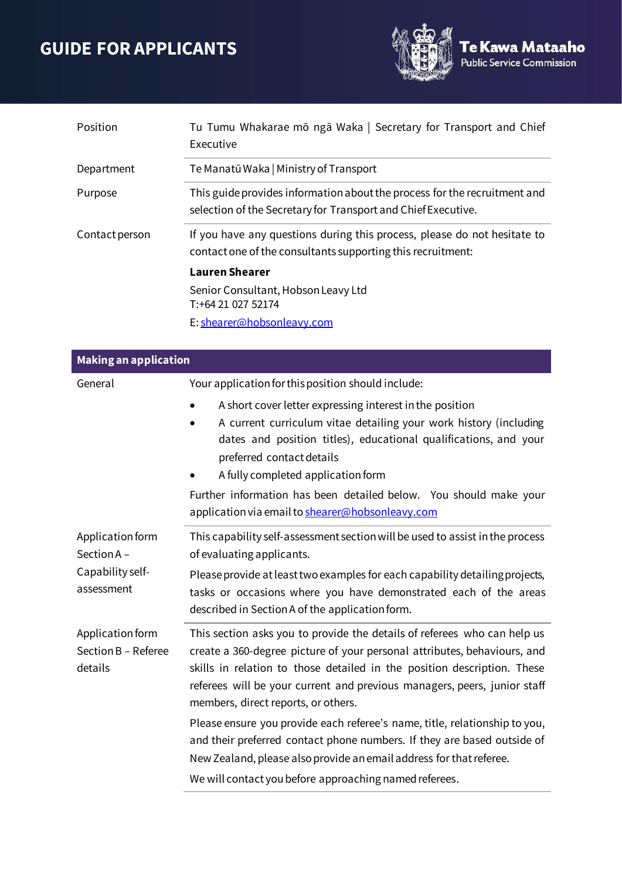# GUIDE FOR APPLICANTS

Te Kawa Mataaho
Public Service Commission

| | |
|---|---|
| Position | Tu Tumu Whakarae mō ngā Waka \| Secretary for Transport and Chief Executive |
| Department | Te Manatū Waka \| Ministry of Transport |
| Purpose | This guide provides information about the process for the recruitment and selection of the Secretary for Transport and Chief Executive. |
| Contact person | If you have any questions during this process, please do not hesitate to contact one of the consultants supporting this recruitment:<br><br>**Lauren Shearer**<br><br>Senior Consultant, Hobson Leavy Ltd<br>T:+64 21 027 52174<br><br>E: shearer@hobsonleavy.com |

## Making an application

| | |
|---|---|
| General | Your application for this position should include:<br><br>• A short cover letter expressing interest in the position<br>• A current curriculum vitae detailing your work history (including dates and position titles), educational qualifications, and your preferred contact details<br>• A fully completed application form<br><br>Further information has been detailed below. You should make your application via email to shearer@hobsonleavy.com |
| Application form Section A – Capability self-assessment | This capability self-assessment section will be used to assist in the process of evaluating applicants.<br><br>Please provide at least two examples for each capability detailing projects, tasks or occasions where you have demonstrated each of the areas described in Section A of the application form. |
| Application form Section B – Referee details | This section asks you to provide the details of referees who can help us create a 360-degree picture of your personal attributes, behaviours, and skills in relation to those detailed in the position description. These referees will be your current and previous managers, peers, junior staff members, direct reports, or others.<br><br>Please ensure you provide each referee's name, title, relationship to you, and their preferred contact phone numbers. If they are based outside of New Zealand, please also provide an email address for that referee.<br><br>We will contact you before approaching named referees. |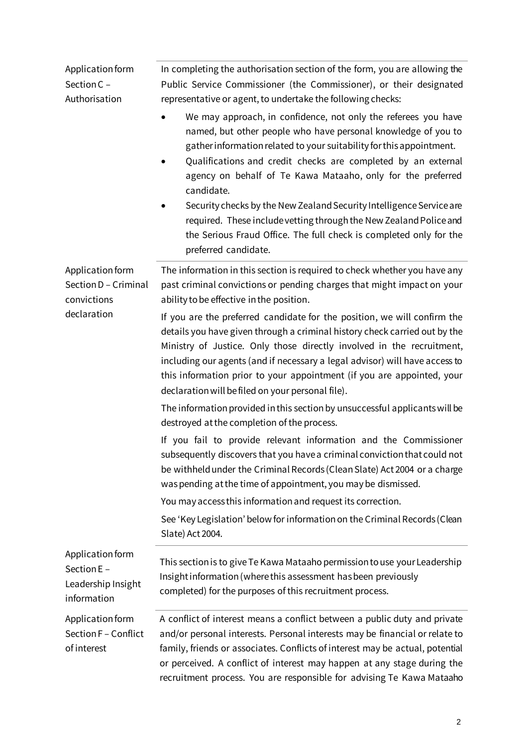| | |
|---|---|
| Application form Section C – Authorisation | In completing the authorisation section of the form, you are allowing the Public Service Commissioner (the Commissioner), or their designated representative or agent, to undertake the following checks:<br>• We may approach, in confidence, not only the referees you have named, but other people who have personal knowledge of you to gather information related to your suitability for this appointment.<br>• Qualifications and credit checks are completed by an external agency on behalf of Te Kawa Mataaho, only for the preferred candidate.<br>• Security checks by the New Zealand Security Intelligence Service are required. These include vetting through the New Zealand Police and the Serious Fraud Office. The full check is completed only for the preferred candidate. |
| Application form Section D – Criminal convictions declaration | The information in this section is required to check whether you have any past criminal convictions or pending charges that might impact on your ability to be effective in the position.<br><br>If you are the preferred candidate for the position, we will confirm the details you have given through a criminal history check carried out by the Ministry of Justice. Only those directly involved in the recruitment, including our agents (and if necessary a legal advisor) will have access to this information prior to your appointment (if you are appointed, your declaration will be filed on your personal file).<br><br>The information provided in this section by unsuccessful applicants will be destroyed at the completion of the process.<br><br>If you fail to provide relevant information and the Commissioner subsequently discovers that you have a criminal conviction that could not be withheld under the Criminal Records (Clean Slate) Act 2004 or a charge was pending at the time of appointment, you may be dismissed.<br><br>You may access this information and request its correction.<br><br>See 'Key Legislation' below for information on the Criminal Records (Clean Slate) Act 2004. |
| Application form Section E – Leadership Insight information | This section is to give Te Kawa Mataaho permission to use your Leadership Insight information (where this assessment has been previously completed) for the purposes of this recruitment process. |
| Application form Section F – Conflict of interest | A conflict of interest means a conflict between a public duty and private and/or personal interests. Personal interests may be financial or relate to family, friends or associates. Conflicts of interest may be actual, potential or perceived. A conflict of interest may happen at any stage during the recruitment process. You are responsible for advising Te Kawa Mataaho |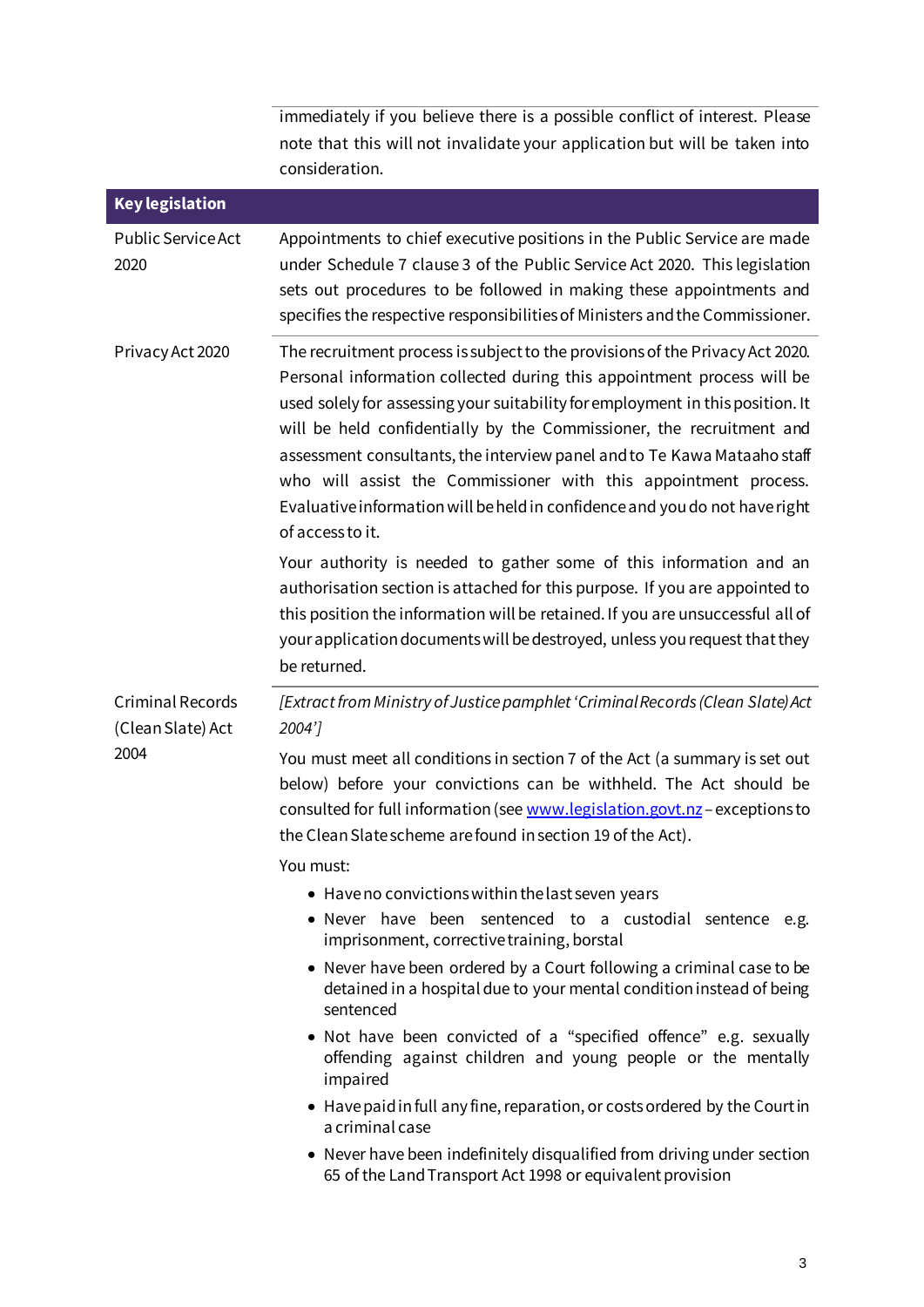immediately if you believe there is a possible conflict of interest. Please note that this will not invalidate your application but will be taken into consideration.

| Key legislation | |
|---|---|
| Public Service Act 2020 | Appointments to chief executive positions in the Public Service are made under Schedule 7 clause 3 of the Public Service Act 2020. This legislation sets out procedures to be followed in making these appointments and specifies the respective responsibilities of Ministers and the Commissioner. |
| Privacy Act 2020 | The recruitment process is subject to the provisions of the Privacy Act 2020. Personal information collected during this appointment process will be used solely for assessing your suitability for employment in this position. It will be held confidentially by the Commissioner, the recruitment and assessment consultants, the interview panel and to Te Kawa Mataaho staff who will assist the Commissioner with this appointment process. Evaluative information will be held in confidence and you do not have right of access to it.<br><br>Your authority is needed to gather some of this information and an authorisation section is attached for this purpose. If you are appointed to this position the information will be retained. If you are unsuccessful all of your application documents will be destroyed, unless you request that they be returned. |
| Criminal Records (Clean Slate) Act 2004 | *[Extract from Ministry of Justice pamphlet 'Criminal Records (Clean Slate) Act 2004']*<br><br>You must meet all conditions in section 7 of the Act (a summary is set out below) before your convictions can be withheld. The Act should be consulted for full information (see www.legislation.govt.nz – exceptions to the Clean Slate scheme are found in section 19 of the Act).<br><br>You must:<br>• Have no convictions within the last seven years<br>• Never have been sentenced to a custodial sentence e.g. imprisonment, corrective training, borstal<br>• Never have been ordered by a Court following a criminal case to be detained in a hospital due to your mental condition instead of being sentenced<br>• Not have been convicted of a "specified offence" e.g. sexually offending against children and young people or the mentally impaired<br>• Have paid in full any fine, reparation, or costs ordered by the Court in a criminal case<br>• Never have been indefinitely disqualified from driving under section 65 of the Land Transport Act 1998 or equivalent provision |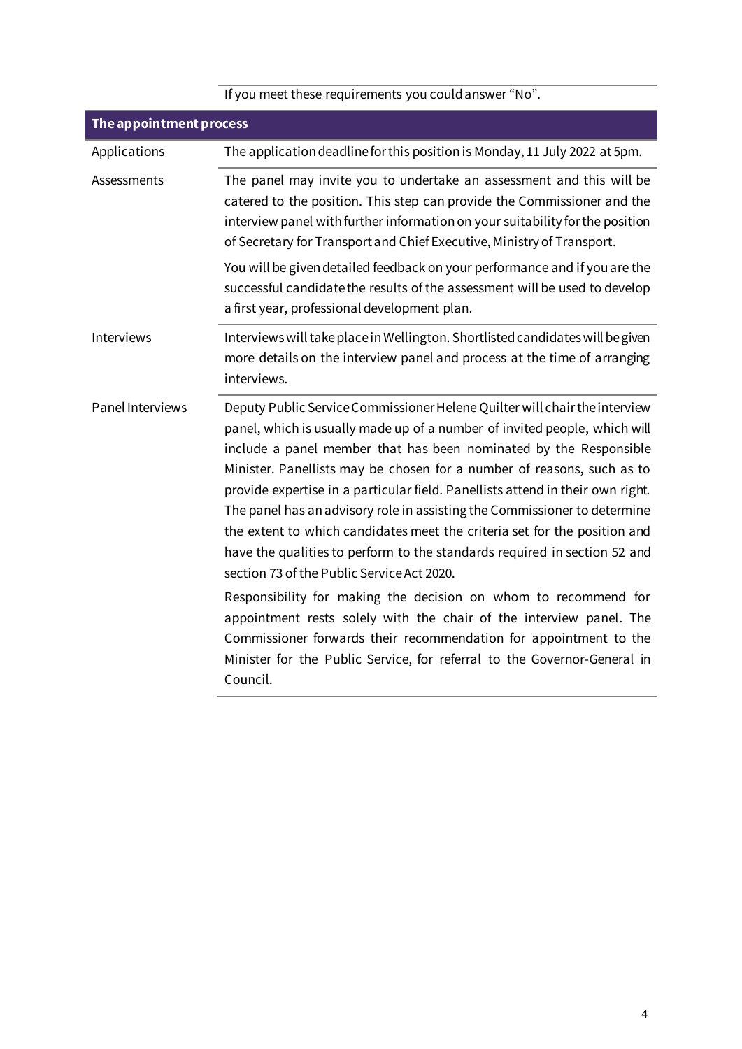If you meet these requirements you could answer "No".

| The appointment process | |
|---|---|
| Applications | The application deadline for this position is Monday, 11 July 2022 at 5pm. |
| Assessments | The panel may invite you to undertake an assessment and this will be catered to the position. This step can provide the Commissioner and the interview panel with further information on your suitability for the position of Secretary for Transport and Chief Executive, Ministry of Transport.<br><br>You will be given detailed feedback on your performance and if you are the successful candidate the results of the assessment will be used to develop a first year, professional development plan. |
| Interviews | Interviews will take place in Wellington. Shortlisted candidates will be given more details on the interview panel and process at the time of arranging interviews. |
| Panel Interviews | Deputy Public Service Commissioner Helene Quilter will chair the interview panel, which is usually made up of a number of invited people, which will include a panel member that has been nominated by the Responsible Minister. Panellists may be chosen for a number of reasons, such as to provide expertise in a particular field. Panellists attend in their own right. The panel has an advisory role in assisting the Commissioner to determine the extent to which candidates meet the criteria set for the position and have the qualities to perform to the standards required in section 52 and section 73 of the Public Service Act 2020.<br><br>Responsibility for making the decision on whom to recommend for appointment rests solely with the chair of the interview panel. The Commissioner forwards their recommendation for appointment to the Minister for the Public Service, for referral to the Governor-General in Council. |